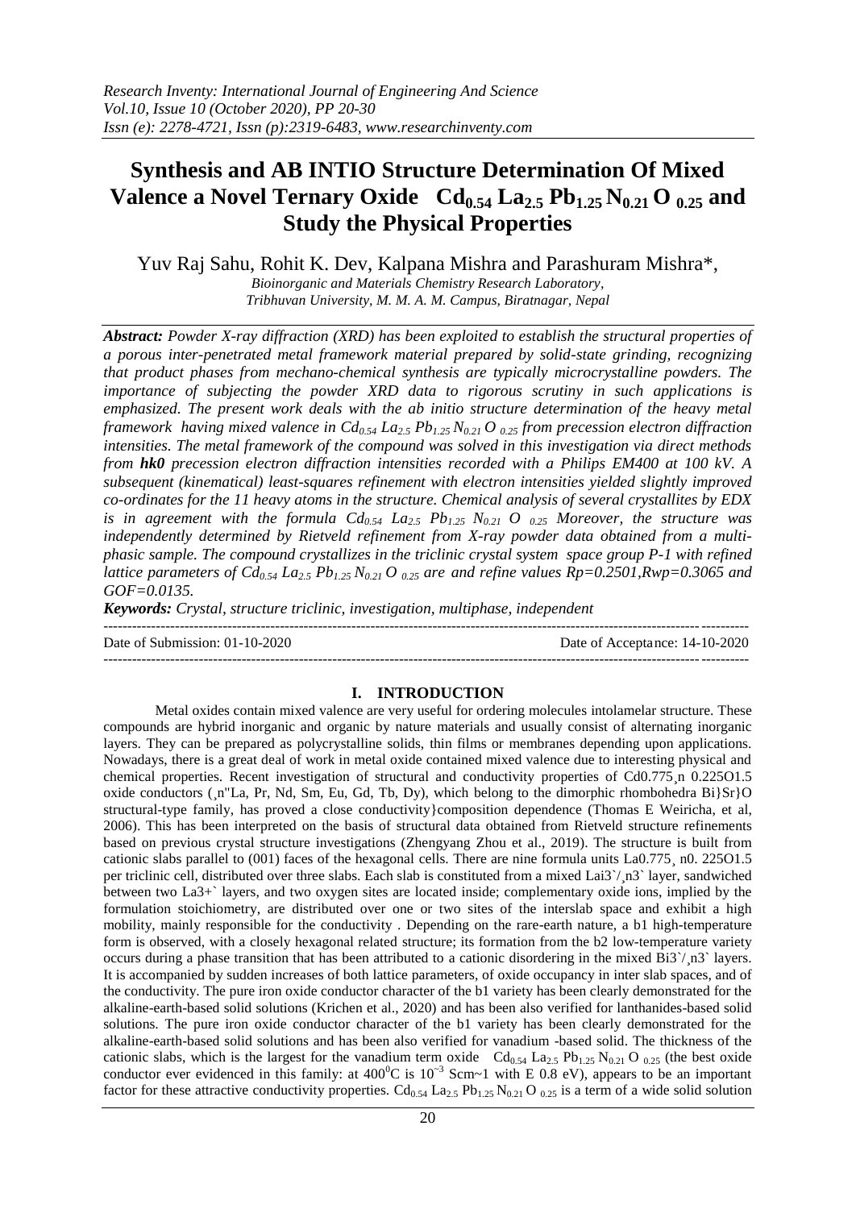# Synthesis and AB INTIO Structure Determination Of Mixed Valence a Novel Ternary Oxide $Cd_{0.54} La_{2.5} Pb_{1.25} N_{0.21} O_{0.25}$ and Study the Physical Properties

Yuv Raj Sahu, Rohit K. Dev, Kalpana Mishra and Parashuram Mishra*,

*Bioinorganic and Materials Chemistry Research Laboratory,*
*Tribhuvan University, M. M. A. M. Campus, Biratnagar, Nepal*

***Abstract:*** *Powder X-ray diffraction (XRD) has been exploited to establish the structural properties of a porous inter-penetrated metal framework material prepared by solid-state grinding, recognizing that product phases from mechano-chemical synthesis are typically microcrystalline powders. The importance of subjecting the powder XRD data to rigorous scrutiny in such applications is emphasized. The present work deals with the ab initio structure determination of the heavy metal framework having mixed valence in $Cd_{0.54} La_{2.5} Pb_{1.25} N_{0.21} O_{0.25}$ from precession electron diffraction intensities. The metal framework of the compound was solved in this investigation via direct methods from **hk0** precession electron diffraction intensities recorded with a Philips EM400 at 100 kV. A subsequent (kinematical) least-squares refinement with electron intensities yielded slightly improved co-ordinates for the 11 heavy atoms in the structure. Chemical analysis of several crystallites by EDX is in agreement with the formula $Cd_{0.54} La_{2.5} Pb_{1.25} N_{0.21} O_{0.25}$ Moreover, the structure was independently determined by Rietveld refinement from X-ray powder data obtained from a multi-phasic sample. The compound crystallizes in the triclinic crystal system space group P-1 with refined lattice parameters of $Cd_{0.54} La_{2.5} Pb_{1.25} N_{0.21} O_{0.25}$ are and refine values Rp=0.2501,Rwp=0.3065 and GOF=0.0135.*

***Keywords:*** *Crystal, structure triclinic, investigation, multiphase, independent*

---

Date of Submission: 01-10-2020 Date of Acceptance: 14-10-2020

---

## I. INTRODUCTION

Metal oxides contain mixed valence are very useful for ordering molecules intolamelar structure. These compounds are hybrid inorganic and organic by nature materials and usually consist of alternating inorganic layers. They can be prepared as polycrystalline solids, thin films or membranes depending upon applications. Nowadays, there is a great deal of work in metal oxide contained mixed valence due to interesting physical and chemical properties. Recent investigation of structural and conductivity properties of Cd0.775¸n 0.225O1.5 oxide conductors (¸n"La, Pr, Nd, Sm, Eu, Gd, Tb, Dy), which belong to the dimorphic rhombohedra Bi}Sr}O structural-type family, has proved a close conductivity}composition dependence (Thomas E Weiricha, et al, 2006). This has been interpreted on the basis of structural data obtained from Rietveld structure refinements based on previous crystal structure investigations (Zhengyang Zhou et al., 2019). The structure is built from cationic slabs parallel to (001) faces of the hexagonal cells. There are nine formula units La0.775¸ n0. 225O1.5 per triclinic cell, distributed over three slabs. Each slab is constituted from a mixed Lai3`/¸n3` layer, sandwiched between two La3+` layers, and two oxygen sites are located inside; complementary oxide ions, implied by the formulation stoichiometry, are distributed over one or two sites of the interslab space and exhibit a high mobility, mainly responsible for the conductivity . Depending on the rare-earth nature, a b1 high-temperature form is observed, with a closely hexagonal related structure; its formation from the b2 low-temperature variety occurs during a phase transition that has been attributed to a cationic disordering in the mixed Bi3`/¸n3` layers. It is accompanied by sudden increases of both lattice parameters, of oxide occupancy in inter slab spaces, and of the conductivity. The pure iron oxide conductor character of the b1 variety has been clearly demonstrated for the alkaline-earth-based solid solutions (Krichen et al., 2020) and has been also verified for lanthanides-based solid solutions. The pure iron oxide conductor character of the b1 variety has been clearly demonstrated for the alkaline-earth-based solid solutions and has been also verified for vanadium -based solid. The thickness of the cationic slabs, which is the largest for the vanadium term oxide $Cd_{0.54} La_{2.5} Pb_{1.25} N_{0.21} O_{0.25}$ (the best oxide conductor ever evidenced in this family: at $400^0$C is $10^{-3}$ Scm~1 with E 0.8 eV), appears to be an important factor for these attractive conductivity properties. $Cd_{0.54} La_{2.5} Pb_{1.25} N_{0.21} O_{0.25}$ is a term of a wide solid solution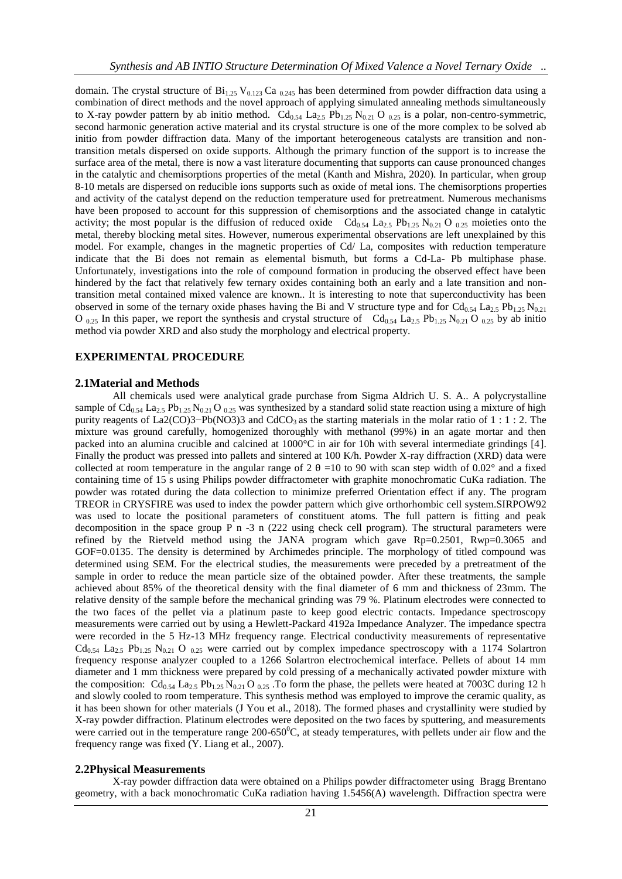domain. The crystal structure of $Bi_{1.25}$ $V_{0.123}$ $Ca$ $_{0.245}$ has been determined from powder diffraction data using a combination of direct methods and the novel approach of applying simulated annealing methods simultaneously to X-ray powder pattern by ab initio method. $Cd_{0.54}$ $La_{2.5}$ $Pb_{1.25}$ $N_{0.21}$ $O$ $_{0.25}$ is a polar, non-centro-symmetric, second harmonic generation active material and its crystal structure is one of the more complex to be solved ab initio from powder diffraction data. Many of the important heterogeneous catalysts are transition and non-transition metals dispersed on oxide supports. Although the primary function of the support is to increase the surface area of the metal, there is now a vast literature documenting that supports can cause pronounced changes in the catalytic and chemisorptions properties of the metal (Kanth and Mishra, 2020). In particular, when group 8-10 metals are dispersed on reducible ions supports such as oxide of metal ions. The chemisorptions properties and activity of the catalyst depend on the reduction temperature used for pretreatment. Numerous mechanisms have been proposed to account for this suppression of chemisorptions and the associated change in catalytic activity; the most popular is the diffusion of reduced oxide $Cd_{0.54}$ $La_{2.5}$ $Pb_{1.25}$ $N_{0.21}$ $O$ $_{0.25}$ moieties onto the metal, thereby blocking metal sites. However, numerous experimental observations are left unexplained by this model. For example, changes in the magnetic properties of Cd/ La, composites with reduction temperature indicate that the Bi does not remain as elemental bismuth, but forms a Cd-La- Pb multiphase phase. Unfortunately, investigations into the role of compound formation in producing the observed effect have been hindered by the fact that relatively few ternary oxides containing both an early and a late transition and non-transition metal contained mixed valence are known.. It is interesting to note that superconductivity has been observed in some of the ternary oxide phases having the Bi and V structure type and for $Cd_{0.54}$ $La_{2.5}$ $Pb_{1.25}$ $N_{0.21}$ $O$ $_{0.25}$ In this paper, we report the synthesis and crystal structure of $Cd_{0.54}$ $La_{2.5}$ $Pb_{1.25}$ $N_{0.21}$ $O$ $_{0.25}$ by ab initio method via powder XRD and also study the morphology and electrical property.

## EXPERIMENTAL PROCEDURE

### 2.1Material and Methods

All chemicals used were analytical grade purchase from Sigma Aldrich U. S. A.. A polycrystalline sample of $Cd_{0.54}$ $La_{2.5}$ $Pb_{1.25}$ $N_{0.21}$ $O$ $_{0.25}$ was synthesized by a standard solid state reaction using a mixture of high purity reagents of La2(CO)3−Pb(NO3)3 and $CdCO_3$ as the starting materials in the molar ratio of 1 : 1 : 2. The mixture was ground carefully, homogenized thoroughly with methanol (99%) in an agate mortar and then packed into an alumina crucible and calcined at 1000°C in air for 10h with several intermediate grindings [4]. Finally the product was pressed into pallets and sintered at 100 K/h. Powder X-ray diffraction (XRD) data were collected at room temperature in the angular range of 2 θ =10 to 90 with scan step width of 0.02° and a fixed containing time of 15 s using Philips powder diffractometer with graphite monochromatic CuKa radiation. The powder was rotated during the data collection to minimize preferred Orientation effect if any. The program TREOR in CRYSFIRE was used to index the powder pattern which give orthorhombic cell system.SIRPOW92 was used to locate the positional parameters of constituent atoms. The full pattern is fitting and peak decomposition in the space group P n -3 n (222 using check cell program). The structural parameters were refined by the Rietveld method using the JANA program which gave Rp=0.2501, Rwp=0.3065 and GOF=0.0135. The density is determined by Archimedes principle. The morphology of titled compound was determined using SEM. For the electrical studies, the measurements were preceded by a pretreatment of the sample in order to reduce the mean particle size of the obtained powder. After these treatments, the sample achieved about 85% of the theoretical density with the final diameter of 6 mm and thickness of 23mm. The relative density of the sample before the mechanical grinding was 79 %. Platinum electrodes were connected to the two faces of the pellet via a platinum paste to keep good electric contacts. Impedance spectroscopy measurements were carried out by using a Hewlett-Packard 4192a Impedance Analyzer. The impedance spectra were recorded in the 5 Hz-13 MHz frequency range. Electrical conductivity measurements of representative $Cd_{0.54}$ $La_{2.5}$ $Pb_{1.25}$ $N_{0.21}$ $O$ $_{0.25}$ were carried out by complex impedance spectroscopy with a 1174 Solartron frequency response analyzer coupled to a 1266 Solartron electrochemical interface. Pellets of about 14 mm diameter and 1 mm thickness were prepared by cold pressing of a mechanically activated powder mixture with the composition: $Cd_{0.54}$ $La_{2.5}$ $Pb_{1.25}$ $N_{0.21}$ $O$ $_{0.25}$ .To form the phase, the pellets were heated at 7003C during 12 h and slowly cooled to room temperature. This synthesis method was employed to improve the ceramic quality, as it has been shown for other materials (J You et al., 2018). The formed phases and crystallinity were studied by X-ray powder diffraction. Platinum electrodes were deposited on the two faces by sputtering, and measurements were carried out in the temperature range 200-650$^{0}$C, at steady temperatures, with pellets under air flow and the frequency range was fixed (Y. Liang et al., 2007).

### 2.2Physical Measurements

X-ray powder diffraction data were obtained on a Philips powder diffractometer using Bragg Brentano geometry, with a back monochromatic CuKa radiation having 1.5456(A) wavelength. Diffraction spectra were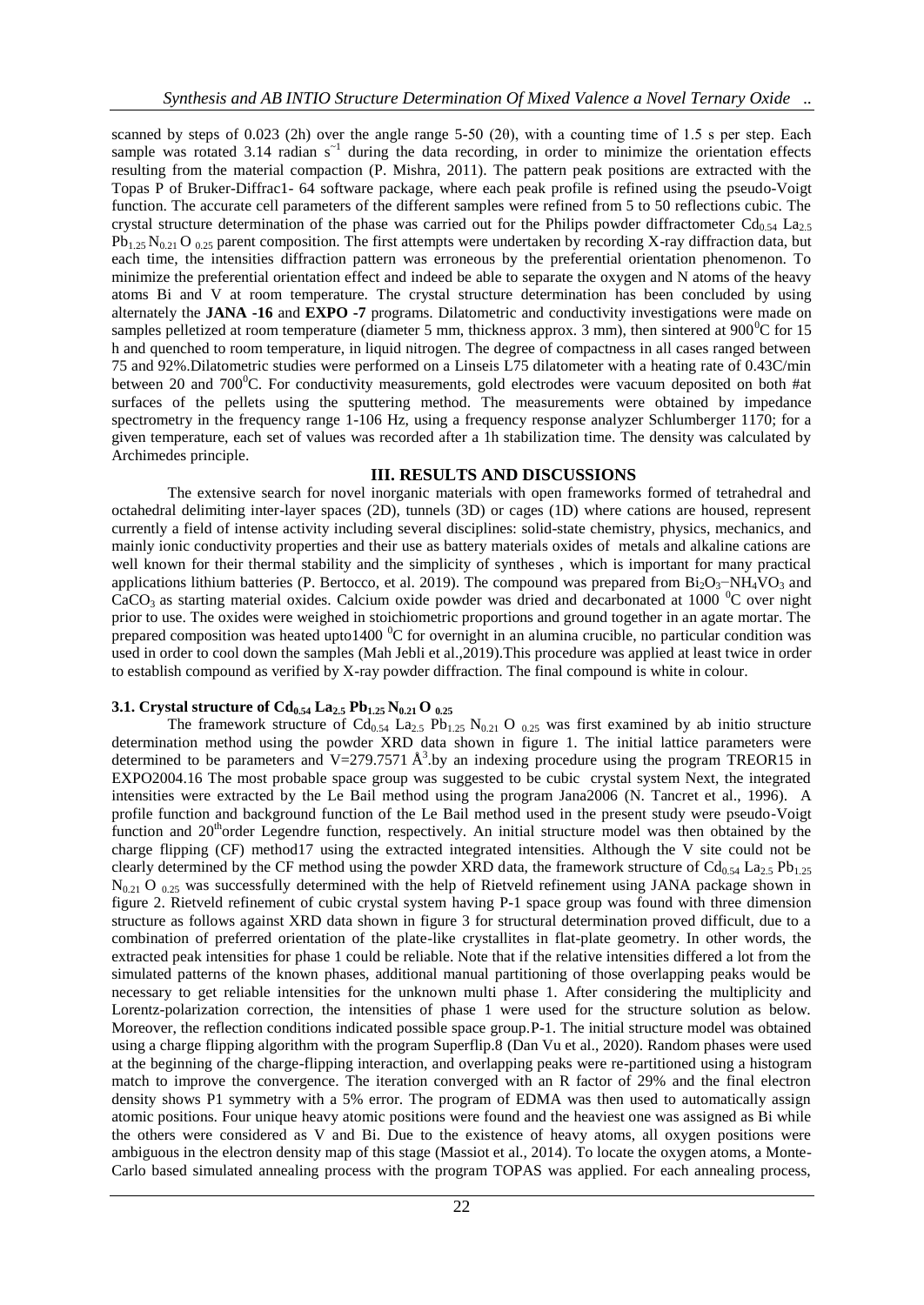scanned by steps of 0.023 (2h) over the angle range 5-50 (2θ), with a counting time of 1.5 s per step. Each sample was rotated 3.14 radian $s^{-1}$ during the data recording, in order to minimize the orientation effects resulting from the material compaction (P. Mishra, 2011). The pattern peak positions are extracted with the Topas P of Bruker-Diffrac1- 64 software package, where each peak profile is refined using the pseudo-Voigt function. The accurate cell parameters of the different samples were refined from 5 to 50 reflections cubic. The crystal structure determination of the phase was carried out for the Philips powder diffractometer $Cd_{0.54}$ $La_{2.5}$ $Pb_{1.25}$ $N_{0.21}$ $O_{0.25}$ parent composition. The first attempts were undertaken by recording X-ray diffraction data, but each time, the intensities diffraction pattern was erroneous by the preferential orientation phenomenon. To minimize the preferential orientation effect and indeed be able to separate the oxygen and N atoms of the heavy atoms Bi and V at room temperature. The crystal structure determination has been concluded by using alternately the **JANA -16** and **EXPO -7** programs. Dilatometric and conductivity investigations were made on samples pelletized at room temperature (diameter 5 mm, thickness approx. 3 mm), then sintered at 900$^0$C for 15 h and quenched to room temperature, in liquid nitrogen. The degree of compactness in all cases ranged between 75 and 92%.Dilatometric studies were performed on a Linseis L75 dilatometer with a heating rate of 0.43C/min between 20 and 700$^0$C. For conductivity measurements, gold electrodes were vacuum deposited on both #at surfaces of the pellets using the sputtering method. The measurements were obtained by impedance spectrometry in the frequency range 1-106 Hz, using a frequency response analyzer Schlumberger 1170; for a given temperature, each set of values was recorded after a 1h stabilization time. The density was calculated by Archimedes principle.

## III. RESULTS AND DISCUSSIONS

The extensive search for novel inorganic materials with open frameworks formed of tetrahedral and octahedral delimiting inter-layer spaces (2D), tunnels (3D) or cages (1D) where cations are housed, represent currently a field of intense activity including several disciplines: solid-state chemistry, physics, mechanics, and mainly ionic conductivity properties and their use as battery materials oxides of metals and alkaline cations are well known for their thermal stability and the simplicity of syntheses , which is important for many practical applications lithium batteries (P. Bertocco, et al. 2019). The compound was prepared from $Bi_2O_3$−$NH_4VO_3$ and $CaCO_3$ as starting material oxides. Calcium oxide powder was dried and decarbonated at 1000 $^0$C over night prior to use. The oxides were weighed in stoichiometric proportions and ground together in an agate mortar. The prepared composition was heated upto1400 $^0$C for overnight in an alumina crucible, no particular condition was used in order to cool down the samples (Mah Jebli et al.,2019).This procedure was applied at least twice in order to establish compound as verified by X-ray powder diffraction. The final compound is white in colour.

### 3.1. Crystal structure of $Cd_{0.54}$ $La_{2.5}$ $Pb_{1.25}$ $N_{0.21}$ $O_{0.25}$

The framework structure of $Cd_{0.54}$ $La_{2.5}$ $Pb_{1.25}$ $N_{0.21}$ $O_{0.25}$ was first examined by ab initio structure determination method using the powder XRD data shown in figure 1. The initial lattice parameters were determined to be parameters and V=279.7571 Å$^3$.by an indexing procedure using the program TREOR15 in EXPO2004.16 The most probable space group was suggested to be cubic crystal system Next, the integrated intensities were extracted by the Le Bail method using the program Jana2006 (N. Tancret et al., 1996). A profile function and background function of the Le Bail method used in the present study were pseudo-Voigt function and 20$^{th}$order Legendre function, respectively. An initial structure model was then obtained by the charge flipping (CF) method17 using the extracted integrated intensities. Although the V site could not be clearly determined by the CF method using the powder XRD data, the framework structure of $Cd_{0.54}$ $La_{2.5}$ $Pb_{1.25}$ $N_{0.21}$ $O_{0.25}$ was successfully determined with the help of Rietveld refinement using JANA package shown in figure 2. Rietveld refinement of cubic crystal system having P-1 space group was found with three dimension structure as follows against XRD data shown in figure 3 for structural determination proved difficult, due to a combination of preferred orientation of the plate-like crystallites in flat-plate geometry. In other words, the extracted peak intensities for phase 1 could be reliable. Note that if the relative intensities differed a lot from the simulated patterns of the known phases, additional manual partitioning of those overlapping peaks would be necessary to get reliable intensities for the unknown multi phase 1. After considering the multiplicity and Lorentz-polarization correction, the intensities of phase 1 were used for the structure solution as below. Moreover, the reflection conditions indicated possible space group.P-1. The initial structure model was obtained using a charge flipping algorithm with the program Superflip.8 (Dan Vu et al., 2020). Random phases were used at the beginning of the charge-flipping interaction, and overlapping peaks were re-partitioned using a histogram match to improve the convergence. The iteration converged with an R factor of 29% and the final electron density shows P1 symmetry with a 5% error. The program of EDMA was then used to automatically assign atomic positions. Four unique heavy atomic positions were found and the heaviest one was assigned as Bi while the others were considered as V and Bi. Due to the existence of heavy atoms, all oxygen positions were ambiguous in the electron density map of this stage (Massiot et al., 2014). To locate the oxygen atoms, a Monte-Carlo based simulated annealing process with the program TOPAS was applied. For each annealing process,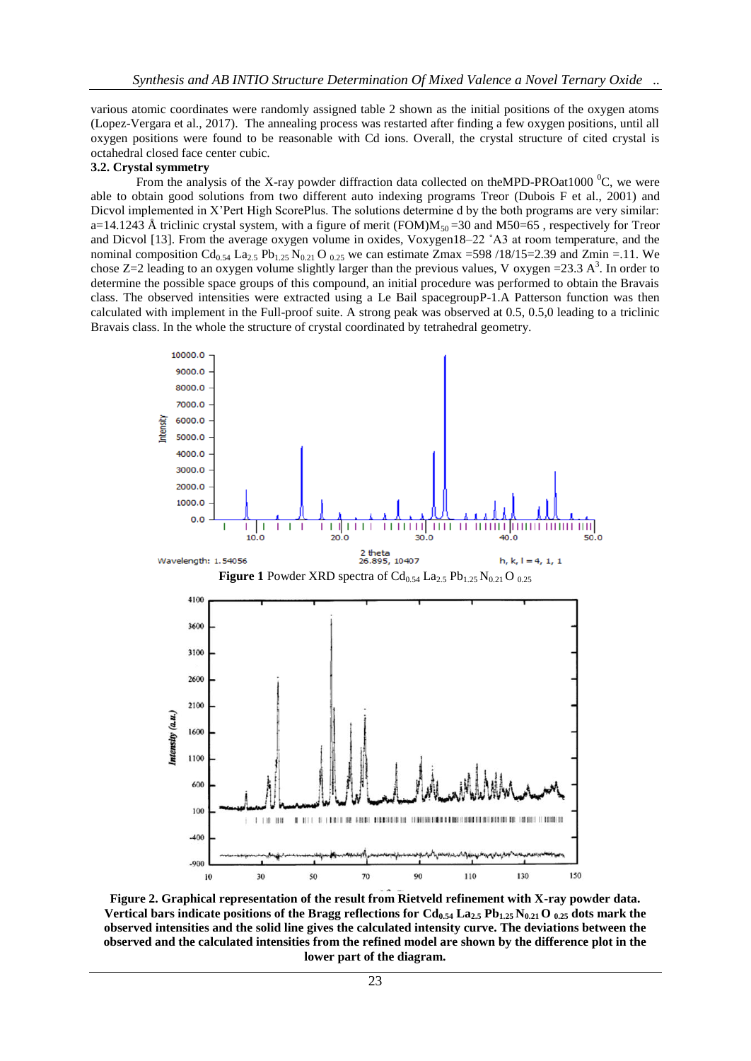various atomic coordinates were randomly assigned table 2 shown as the initial positions of the oxygen atoms (Lopez-Vergara et al., 2017). The annealing process was restarted after finding a few oxygen positions, until all oxygen positions were found to be reasonable with Cd ions. Overall, the crystal structure of cited crystal is octahedral closed face center cubic.

### 3.2. Crystal symmetry

From the analysis of the X-ray powder diffraction data collected on theMPD-PROat1000 $^0$C, we were able to obtain good solutions from two different auto indexing programs Treor (Dubois F et al., 2001) and Dicvol implemented in X'Pert High ScorePlus. The solutions determine d by the both programs are very similar: a=14.1243 Å triclinic crystal system, with a figure of merit (FOM)$M_{50}$ =30 and M50=65 , respectively for Treor and Dicvol [13]. From the average oxygen volume in oxides, Voxygen18–22 ˚A3 at room temperature, and the nominal composition $Cd_{0.54}$ $La_{2.5}$ $Pb_{1.25}$ $N_{0.21}$ $O_{0.25}$ we can estimate Zmax =598 /18/15=2.39 and Zmin =.11. We chose Z=2 leading to an oxygen volume slightly larger than the previous values, V oxygen =23.3 $A^3$. In order to determine the possible space groups of this compound, an initial procedure was performed to obtain the Bravais class. The observed intensities were extracted using a Le Bail spacegroupP-1.A Patterson function was then calculated with implement in the Full-proof suite. A strong peak was observed at 0.5, 0.5,0 leading to a triclinic Bravais class. In the whole the structure of crystal coordinated by tetrahedral geometry.

**Figure 1** Powder XRD spectra of $Cd_{0.54}$ $La_{2.5}$ $Pb_{1.25}$ $N_{0.21}$ $O_{0.25}$

**Figure 2. Graphical representation of the result from Rietveld refinement with X-ray powder data. Vertical bars indicate positions of the Bragg reflections for $Cd_{0.54}$ $La_{2.5}$ $Pb_{1.25}$ $N_{0.21}$ $O_{0.25}$ dots mark the observed intensities and the solid line gives the calculated intensity curve. The deviations between the observed and the calculated intensities from the refined model are shown by the difference plot in the lower part of the diagram.**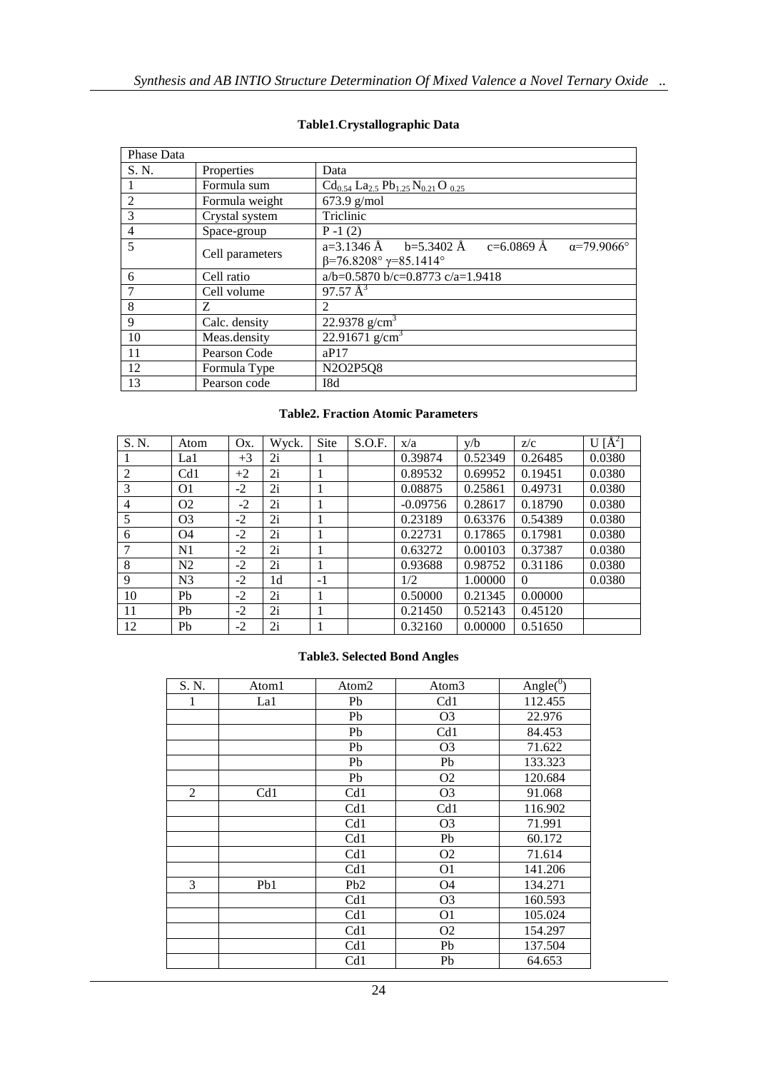**Table1.Crystallographic Data**

| Phase Data | | |
|---|---|---|
| S. N. | Properties | Data |
| 1 | Formula sum | $Cd_{0.54}\ La_{2.5}\ Pb_{1.25}\ N_{0.21}\ O_{0.25}$ |
| 2 | Formula weight | 673.9 g/mol |
| 3 | Crystal system | Triclinic |
| 4 | Space-group | P -1 (2) |
| 5 | Cell parameters | a=3.1346 Å b=5.3402 Å c=6.0869 Å α=79.9066° β=76.8208° γ=85.1414° |
| 6 | Cell ratio | a/b=0.5870 b/c=0.8773 c/a=1.9418 |
| 7 | Cell volume | 97.57 $Å^3$ |
| 8 | Z | 2 |
| 9 | Calc. density | 22.9378 $g/cm^3$ |
| 10 | Meas.density | 22.91671 $g/cm^3$ |
| 11 | Pearson Code | aP17 |
| 12 | Formula Type | N2O2P5Q8 |
| 13 | Pearson code | I8d |

**Table2. Fraction Atomic Parameters**

| S. N. | Atom | Ox. | Wyck. | Site | S.O.F. | x/a | y/b | z/c | U [$Å^2$] |
|---|---|---|---|---|---|---|---|---|---|
| 1 | La1 | +3 | 2i | 1 | | 0.39874 | 0.52349 | 0.26485 | 0.0380 |
| 2 | Cd1 | +2 | 2i | 1 | | 0.89532 | 0.69952 | 0.19451 | 0.0380 |
| 3 | O1 | -2 | 2i | 1 | | 0.08875 | 0.25861 | 0.49731 | 0.0380 |
| 4 | O2 | -2 | 2i | 1 | | -0.09756 | 0.28617 | 0.18790 | 0.0380 |
| 5 | O3 | -2 | 2i | 1 | | 0.23189 | 0.63376 | 0.54389 | 0.0380 |
| 6 | O4 | -2 | 2i | 1 | | 0.22731 | 0.17865 | 0.17981 | 0.0380 |
| 7 | N1 | -2 | 2i | 1 | | 0.63272 | 0.00103 | 0.37387 | 0.0380 |
| 8 | N2 | -2 | 2i | 1 | | 0.93688 | 0.98752 | 0.31186 | 0.0380 |
| 9 | N3 | -2 | 1d | -1 | | 1/2 | 1.00000 | 0 | 0.0380 |
| 10 | Pb | -2 | 2i | 1 | | 0.50000 | 0.21345 | 0.00000 | |
| 11 | Pb | -2 | 2i | 1 | | 0.21450 | 0.52143 | 0.45120 | |
| 12 | Pb | -2 | 2i | 1 | | 0.32160 | 0.00000 | 0.51650 | |

**Table3. Selected Bond Angles**

| S. N. | Atom1 | Atom2 | Atom3 | Angle($^0$) |
|---|---|---|---|---|
| 1 | La1 | Pb | Cd1 | 112.455 |
| | | Pb | O3 | 22.976 |
| | | Pb | Cd1 | 84.453 |
| | | Pb | O3 | 71.622 |
| | | Pb | Pb | 133.323 |
| | | Pb | O2 | 120.684 |
| 2 | Cd1 | Cd1 | O3 | 91.068 |
| | | Cd1 | Cd1 | 116.902 |
| | | Cd1 | O3 | 71.991 |
| | | Cd1 | Pb | 60.172 |
| | | Cd1 | O2 | 71.614 |
| | | Cd1 | O1 | 141.206 |
| 3 | Pb1 | Pb2 | O4 | 134.271 |
| | | Cd1 | O3 | 160.593 |
| | | Cd1 | O1 | 105.024 |
| | | Cd1 | O2 | 154.297 |
| | | Cd1 | Pb | 137.504 |
| | | Cd1 | Pb | 64.653 |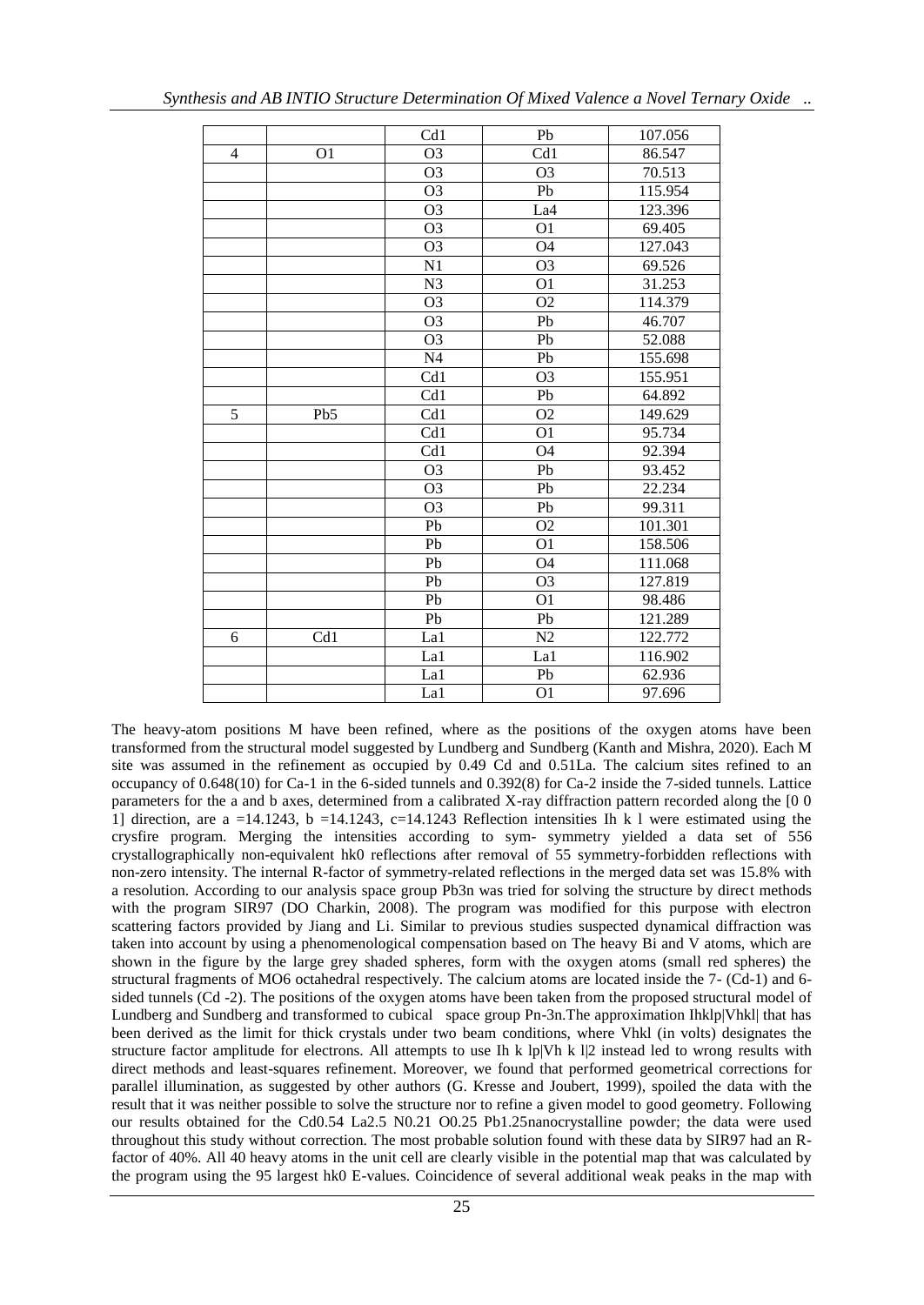| | | Cd1 | Pb | 107.056 |
|---|---|---|---|---|
| 4 | O1 | O3 | Cd1 | 86.547 |
| | | O3 | O3 | 70.513 |
| | | O3 | Pb | 115.954 |
| | | O3 | La4 | 123.396 |
| | | O3 | O1 | 69.405 |
| | | O3 | O4 | 127.043 |
| | | N1 | O3 | 69.526 |
| | | N3 | O1 | 31.253 |
| | | O3 | O2 | 114.379 |
| | | O3 | Pb | 46.707 |
| | | O3 | Pb | 52.088 |
| | | N4 | Pb | 155.698 |
| | | Cd1 | O3 | 155.951 |
| | | Cd1 | Pb | 64.892 |
| 5 | Pb5 | Cd1 | O2 | 149.629 |
| | | Cd1 | O1 | 95.734 |
| | | Cd1 | O4 | 92.394 |
| | | O3 | Pb | 93.452 |
| | | O3 | Pb | 22.234 |
| | | O3 | Pb | 99.311 |
| | | Pb | O2 | 101.301 |
| | | Pb | O1 | 158.506 |
| | | Pb | O4 | 111.068 |
| | | Pb | O3 | 127.819 |
| | | Pb | O1 | 98.486 |
| | | Pb | Pb | 121.289 |
| 6 | Cd1 | La1 | N2 | 122.772 |
| | | La1 | La1 | 116.902 |
| | | La1 | Pb | 62.936 |
| | | La1 | O1 | 97.696 |

The heavy-atom positions M have been refined, where as the positions of the oxygen atoms have been transformed from the structural model suggested by Lundberg and Sundberg (Kanth and Mishra, 2020). Each M site was assumed in the refinement as occupied by 0.49 Cd and 0.51La. The calcium sites refined to an occupancy of 0.648(10) for Ca-1 in the 6-sided tunnels and 0.392(8) for Ca-2 inside the 7-sided tunnels. Lattice parameters for the a and b axes, determined from a calibrated X-ray diffraction pattern recorded along the [0 0 1] direction, are a =14.1243, b =14.1243, c=14.1243 Reflection intensities Ih k l were estimated using the crysfire program. Merging the intensities according to sym- symmetry yielded a data set of 556 crystallographically non-equivalent hk0 reflections after removal of 55 symmetry-forbidden reflections with non-zero intensity. The internal R-factor of symmetry-related reflections in the merged data set was 15.8% with a resolution. According to our analysis space group Pb3n was tried for solving the structure by direct methods with the program SIR97 (DO Charkin, 2008). The program was modified for this purpose with electron scattering factors provided by Jiang and Li. Similar to previous studies suspected dynamical diffraction was taken into account by using a phenomenological compensation based on The heavy Bi and V atoms, which are shown in the figure by the large grey shaded spheres, form with the oxygen atoms (small red spheres) the structural fragments of MO6 octahedral respectively. The calcium atoms are located inside the 7- (Cd-1) and 6-sided tunnels (Cd -2). The positions of the oxygen atoms have been taken from the proposed structural model of Lundberg and Sundberg and transformed to cubical space group Pn-3n.The approximation Ihklp|Vhkl| that has been derived as the limit for thick crystals under two beam conditions, where Vhkl (in volts) designates the structure factor amplitude for electrons. All attempts to use Ih k lp|Vh k l|2 instead led to wrong results with direct methods and least-squares refinement. Moreover, we found that performed geometrical corrections for parallel illumination, as suggested by other authors (G. Kresse and Joubert, 1999), spoiled the data with the result that it was neither possible to solve the structure nor to refine a given model to good geometry. Following our results obtained for the $Cd_{0.54}$ $La_{2.5}$ $N_{0.21}$ $O_{0.25}$ $Pb_{1.25}$nanocrystalline powder; the data were used throughout this study without correction. The most probable solution found with these data by SIR97 had an R-factor of 40%. All 40 heavy atoms in the unit cell are clearly visible in the potential map that was calculated by the program using the 95 largest hk0 E-values. Coincidence of several additional weak peaks in the map with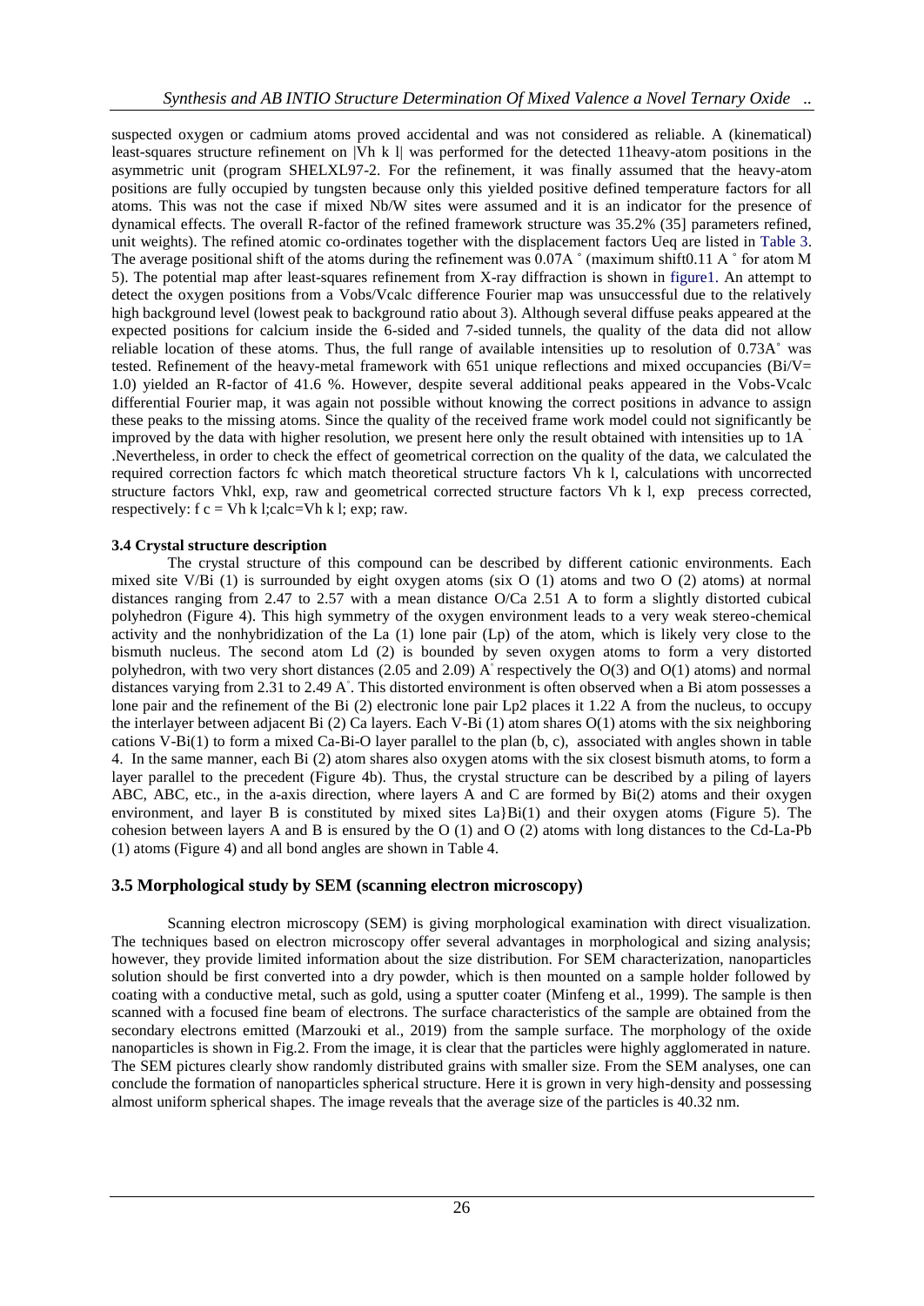suspected oxygen or cadmium atoms proved accidental and was not considered as reliable. A (kinematical) least-squares structure refinement on |Vh k l| was performed for the detected 11heavy-atom positions in the asymmetric unit (program SHELXL97-2. For the refinement, it was finally assumed that the heavy-atom positions are fully occupied by tungsten because only this yielded positive defined temperature factors for all atoms. This was not the case if mixed Nb/W sites were assumed and it is an indicator for the presence of dynamical effects. The overall R-factor of the refined framework structure was 35.2% (35] parameters refined, unit weights). The refined atomic co-ordinates together with the displacement factors Ueq are listed in Table 3. The average positional shift of the atoms during the refinement was 0.07A ˚ (maximum shift0.11 A ˚ for atom M 5). The potential map after least-squares refinement from X-ray diffraction is shown in figure1. An attempt to detect the oxygen positions from a Vobs/Vcalc difference Fourier map was unsuccessful due to the relatively high background level (lowest peak to background ratio about 3). Although several diffuse peaks appeared at the expected positions for calcium inside the 6-sided and 7-sided tunnels, the quality of the data did not allow reliable location of these atoms. Thus, the full range of available intensities up to resolution of 0.73A˚ was tested. Refinement of the heavy-metal framework with 651 unique reflections and mixed occupancies (Bi/V= 1.0) yielded an R-factor of 41.6 %. However, despite several additional peaks appeared in the Vobs-Vcalc differential Fourier map, it was again not possible without knowing the correct positions in advance to assign these peaks to the missing atoms. Since the quality of the received frame work model could not significantly be improved by the data with higher resolution, we present here only the result obtained with intensities up to 1A ˚ .Nevertheless, in order to check the effect of geometrical correction on the quality of the data, we calculated the required correction factors fc which match theoretical structure factors Vh k l, calculations with uncorrected structure factors Vhkl, exp, raw and geometrical corrected structure factors Vh k l, exp precess corrected, respectively: f c = Vh k l;calc=Vh k l; exp; raw.

**3.4 Crystal structure description**

The crystal structure of this compound can be described by different cationic environments. Each mixed site V/Bi (1) is surrounded by eight oxygen atoms (six O (1) atoms and two O (2) atoms) at normal distances ranging from 2.47 to 2.57 with a mean distance O/Ca 2.51 A to form a slightly distorted cubical polyhedron (Figure 4). This high symmetry of the oxygen environment leads to a very weak stereo-chemical activity and the nonhybridization of the La (1) lone pair (Lp) of the atom, which is likely very close to the bismuth nucleus. The second atom Ld (2) is bounded by seven oxygen atoms to form a very distorted polyhedron, with two very short distances (2.05 and 2.09) A˚ respectively the O(3) and O(1) atoms) and normal distances varying from 2.31 to 2.49 A˚. This distorted environment is often observed when a Bi atom possesses a lone pair and the refinement of the Bi (2) electronic lone pair Lp2 places it 1.22 A from the nucleus, to occupy the interlayer between adjacent Bi (2) Ca layers. Each V-Bi (1) atom shares O(1) atoms with the six neighboring cations V-Bi(1) to form a mixed Ca-Bi-O layer parallel to the plan (b, c), associated with angles shown in table 4. In the same manner, each Bi (2) atom shares also oxygen atoms with the six closest bismuth atoms, to form a layer parallel to the precedent (Figure 4b). Thus, the crystal structure can be described by a piling of layers ABC, ABC, etc., in the a-axis direction, where layers A and C are formed by Bi(2) atoms and their oxygen environment, and layer B is constituted by mixed sites La}Bi(1) and their oxygen atoms (Figure 5). The cohesion between layers A and B is ensured by the O (1) and O (2) atoms with long distances to the Cd-La-Pb (1) atoms (Figure 4) and all bond angles are shown in Table 4.

### 3.5 Morphological study by SEM (scanning electron microscopy)

Scanning electron microscopy (SEM) is giving morphological examination with direct visualization. The techniques based on electron microscopy offer several advantages in morphological and sizing analysis; however, they provide limited information about the size distribution. For SEM characterization, nanoparticles solution should be first converted into a dry powder, which is then mounted on a sample holder followed by coating with a conductive metal, such as gold, using a sputter coater (Minfeng et al., 1999). The sample is then scanned with a focused fine beam of electrons. The surface characteristics of the sample are obtained from the secondary electrons emitted (Marzouki et al., 2019) from the sample surface. The morphology of the oxide nanoparticles is shown in Fig.2. From the image, it is clear that the particles were highly agglomerated in nature. The SEM pictures clearly show randomly distributed grains with smaller size. From the SEM analyses, one can conclude the formation of nanoparticles spherical structure. Here it is grown in very high-density and possessing almost uniform spherical shapes. The image reveals that the average size of the particles is 40.32 nm.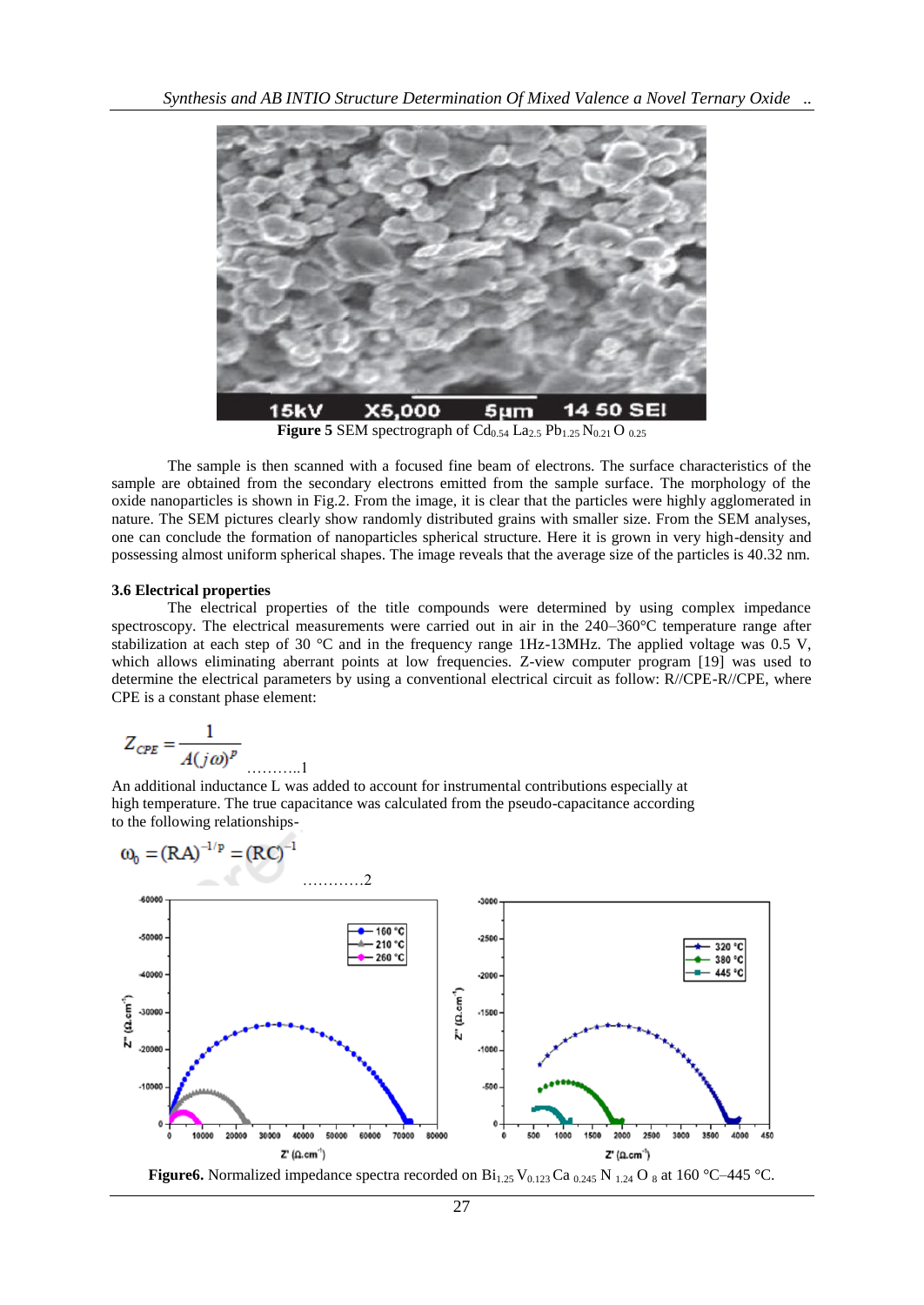**Figure 5** SEM spectrograph of $Cd_{0.54} La_{2.5} Pb_{1.25} N_{0.21} O_{0.25}$

The sample is then scanned with a focused fine beam of electrons. The surface characteristics of the sample are obtained from the secondary electrons emitted from the sample surface. The morphology of the oxide nanoparticles is shown in Fig.2. From the image, it is clear that the particles were highly agglomerated in nature. The SEM pictures clearly show randomly distributed grains with smaller size. From the SEM analyses, one can conclude the formation of nanoparticles spherical structure. Here it is grown in very high-density and possessing almost uniform spherical shapes. The image reveals that the average size of the particles is 40.32 nm.

### 3.6 Electrical properties

The electrical properties of the title compounds were determined by using complex impedance spectroscopy. The electrical measurements were carried out in air in the 240–360°C temperature range after stabilization at each step of 30 °C and in the frequency range 1Hz-13MHz. The applied voltage was 0.5 V, which allows eliminating aberrant points at low frequencies. Z-view computer program [19] was used to determine the electrical parameters by using a conventional electrical circuit as follow: R//CPE-R//CPE, where CPE is a constant phase element:

$$Z_{CPE} = \frac{1}{A(j\omega)^p} \quad \text{...........1}$$

An additional inductance L was added to account for instrumental contributions especially at high temperature. The true capacitance was calculated from the pseudo-capacitance according to the following relationships-

$$\omega_0 = (RA)^{-1/p} = (RC)^{-1} \quad \text{............2}$$

**Figure6.** Normalized impedance spectra recorded on $Bi_{1.25} V_{0.123} Ca_{0.245} N_{1.24} O_8$ at 160 °C–445 °C.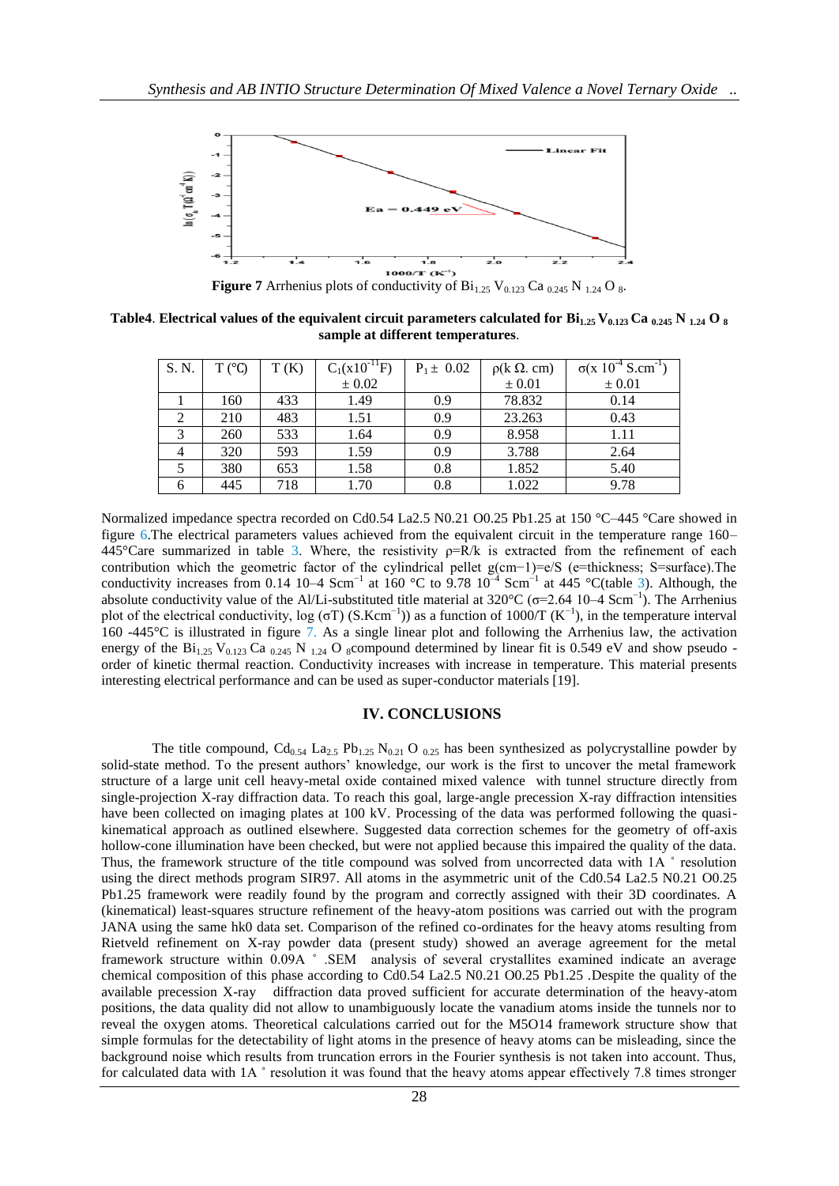**Figure 7** Arrhenius plots of conductivity of $Bi_{1.25}$ $V_{0.123}$ $Ca_{0.245}$ $N_{1.24}$ $O_8$.

**Table4**. **Electrical values of the equivalent circuit parameters calculated for $Bi_{1.25}V_{0.123}Ca_{0.245}N_{1.24}O_8$ sample at different temperatures**.

| S. N. | T (°C) | T (K) | $C_1(x10^{-11}F)$ ± 0.02 | $P_1$ ± 0.02 | ρ(k Ω. cm) ± 0.01 | σ(x $10^{-4}$ $S.cm^{-1}$) ± 0.01 |
|---|---|---|---|---|---|---|
| 1 | 160 | 433 | 1.49 | 0.9 | 78.832 | 0.14 |
| 2 | 210 | 483 | 1.51 | 0.9 | 23.263 | 0.43 |
| 3 | 260 | 533 | 1.64 | 0.9 | 8.958 | 1.11 |
| 4 | 320 | 593 | 1.59 | 0.9 | 3.788 | 2.64 |
| 5 | 380 | 653 | 1.58 | 0.8 | 1.852 | 5.40 |
| 6 | 445 | 718 | 1.70 | 0.8 | 1.022 | 9.78 |

Normalized impedance spectra recorded on Cd0.54 La2.5 N0.21 O0.25 Pb1.25 at 150 °C–445 °Care showed in figure 6.The electrical parameters values achieved from the equivalent circuit in the temperature range 160–445°Care summarized in table 3. Where, the resistivity ρ=R/k is extracted from the refinement of each contribution which the geometric factor of the cylindrical pellet g(cm−1)=e/S (e=thickness; S=surface).The conductivity increases from 0.14 10–4 $Scm^{-1}$ at 160 °C to 9.78 $10^{-4}$ $Scm^{-1}$ at 445 °C(table 3). Although, the absolute conductivity value of the Al/Li-substituted title material at 320°C (σ=2.64 10–4 $Scm^{-1}$). The Arrhenius plot of the electrical conductivity, log (σT) ($S.Kcm^{-1}$)) as a function of 1000/T ($K^{-1}$), in the temperature interval 160 -445°C is illustrated in figure 7. As a single linear plot and following the Arrhenius law, the activation energy of the $Bi_{1.25}$ $V_{0.123}$ $Ca_{0.245}$ $N_{1.24}$ $O_8$compound determined by linear fit is 0.549 eV and show pseudo -order of kinetic thermal reaction. Conductivity increases with increase in temperature. This material presents interesting electrical performance and can be used as super-conductor materials [19].

## IV. CONCLUSIONS

The title compound, $Cd_{0.54}$ $La_{2.5}$ $Pb_{1.25}$ $N_{0.21}$ $O_{0.25}$ has been synthesized as polycrystalline powder by solid-state method. To the present authors' knowledge, our work is the first to uncover the metal framework structure of a large unit cell heavy-metal oxide contained mixed valence with tunnel structure directly from single-projection X-ray diffraction data. To reach this goal, large-angle precession X-ray diffraction intensities have been collected on imaging plates at 100 kV. Processing of the data was performed following the quasi-kinematical approach as outlined elsewhere. Suggested data correction schemes for the geometry of off-axis hollow-cone illumination have been checked, but were not applied because this impaired the quality of the data. Thus, the framework structure of the title compound was solved from uncorrected data with 1A ˚ resolution using the direct methods program SIR97. All atoms in the asymmetric unit of the Cd0.54 La2.5 N0.21 O0.25 Pb1.25 framework were readily found by the program and correctly assigned with their 3D coordinates. A (kinematical) least-squares structure refinement of the heavy-atom positions was carried out with the program JANA using the same hk0 data set. Comparison of the refined co-ordinates for the heavy atoms resulting from Rietveld refinement on X-ray powder data (present study) showed an average agreement for the metal framework structure within 0.09A ˚ .SEM analysis of several crystallites examined indicate an average chemical composition of this phase according to Cd0.54 La2.5 N0.21 O0.25 Pb1.25 .Despite the quality of the available precession X-ray diffraction data proved sufficient for accurate determination of the heavy-atom positions, the data quality did not allow to unambiguously locate the vanadium atoms inside the tunnels nor to reveal the oxygen atoms. Theoretical calculations carried out for the M5O14 framework structure show that simple formulas for the detectability of light atoms in the presence of heavy atoms can be misleading, since the background noise which results from truncation errors in the Fourier synthesis is not taken into account. Thus, for calculated data with 1A ˚ resolution it was found that the heavy atoms appear effectively 7.8 times stronger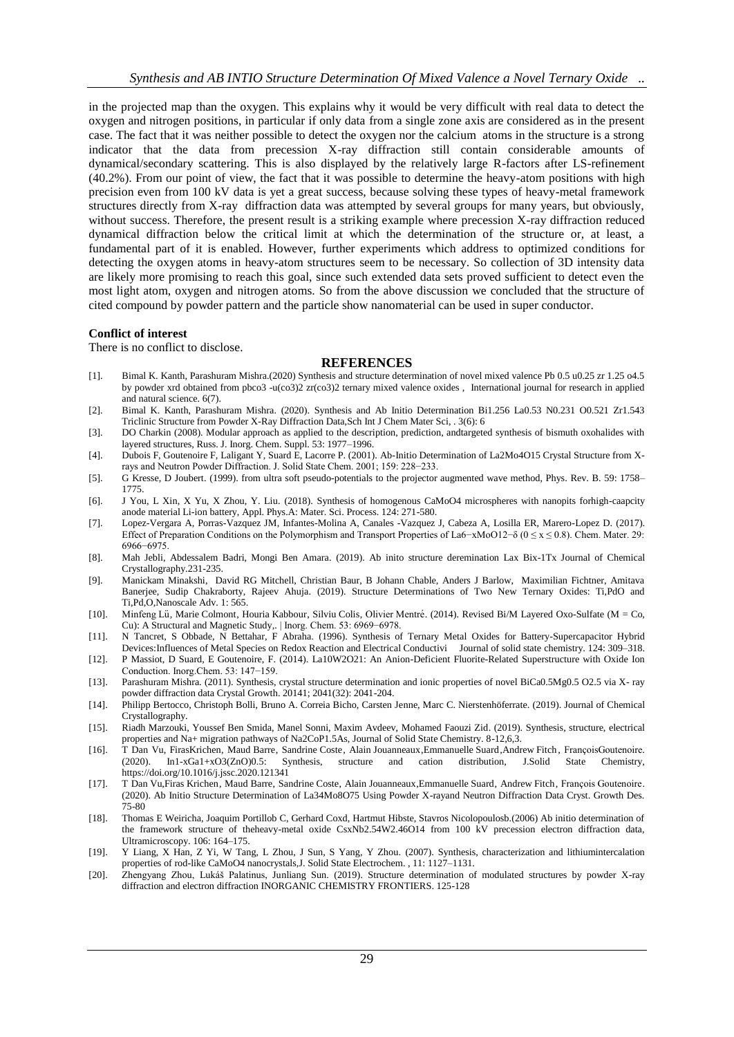in the projected map than the oxygen. This explains why it would be very difficult with real data to detect the oxygen and nitrogen positions, in particular if only data from a single zone axis are considered as in the present case. The fact that it was neither possible to detect the oxygen nor the calcium atoms in the structure is a strong indicator that the data from precession X-ray diffraction still contain considerable amounts of dynamical/secondary scattering. This is also displayed by the relatively large R-factors after LS-refinement (40.2%). From our point of view, the fact that it was possible to determine the heavy-atom positions with high precision even from 100 kV data is yet a great success, because solving these types of heavy-metal framework structures directly from X-ray diffraction data was attempted by several groups for many years, but obviously, without success. Therefore, the present result is a striking example where precession X-ray diffraction reduced dynamical diffraction below the critical limit at which the determination of the structure or, at least, a fundamental part of it is enabled. However, further experiments which address to optimized conditions for detecting the oxygen atoms in heavy-atom structures seem to be necessary. So collection of 3D intensity data are likely more promising to reach this goal, since such extended data sets proved sufficient to detect even the most light atom, oxygen and nitrogen atoms. So from the above discussion we concluded that the structure of cited compound by powder pattern and the particle show nanomaterial can be used in super conductor.

**Conflict of interest**

There is no conflict to disclose.

## REFERENCES

[1]. Bimal K. Kanth, Parashuram Mishra.(2020) Synthesis and structure determination of novel mixed valence Pb 0.5 u0.25 zr 1.25 o4.5 by powder xrd obtained from pbco3 -u(co3)2 zr(co3)2 ternary mixed valence oxides , International journal for research in applied and natural science. 6(7).

[2]. Bimal K. Kanth, Parashuram Mishra. (2020). Synthesis and Ab Initio Determination Bi1.256 La0.53 N0.231 O0.521 Zr1.543 Triclinic Structure from Powder X-Ray Diffraction Data,Sch Int J Chem Mater Sci, . 3(6): 6

[3]. DO Charkin (2008). Modular approach as applied to the description, prediction, andtargeted synthesis of bismuth oxohalides with layered structures, Russ. J. Inorg. Chem. Suppl. 53: 1977–1996.

[4]. Dubois F, Goutenoire F, Laligant Y, Suard E, Lacorre P. (2001). Ab-Initio Determination of La2Mo4O15 Crystal Structure from X-rays and Neutron Powder Diffraction. J. Solid State Chem. 2001; 159: 228−233.

[5]. G Kresse, D Joubert. (1999). from ultra soft pseudo-potentials to the projector augmented wave method, Phys. Rev. B. 59: 1758–1775.

[6]. J You, L Xin, X Yu, X Zhou, Y. Liu. (2018). Synthesis of homogenous CaMoO4 microspheres with nanopits forhigh-caapcity anode material Li-ion battery, Appl. Phys.A: Mater. Sci. Process. 124: 271-580.

[7]. Lopez-Vergara A, Porras-Vazquez JM, Infantes-Molina A, Canales -Vazquez J, Cabeza A, Losilla ER, Marero-Lopez D. (2017). Effect of Preparation Conditions on the Polymorphism and Transport Properties of La6−xMoO12−δ (0 ≤ x ≤ 0.8). Chem. Mater. 29: 6966−6975.

[8]. Mah Jebli, Abdessalem Badri, Mongi Ben Amara. (2019). Ab inito structure deremination Lax Bix-1Tx Journal of Chemical Crystallography.231-235.

[9]. Manickam Minakshi, David RG Mitchell, Christian Baur, B Johann Chable, Anders J Barlow, Maximilian Fichtner, Amitava Banerjee, Sudip Chakraborty, Rajeev Ahuja. (2019). Structure Determinations of Two New Ternary Oxides: Ti,PdO and Ti,Pd,O,Nanoscale Adv. 1: 565.

[10]. Minfeng Lü, Marie Colmont, Houria Kabbour, Silviu Colis, Olivier Mentré. (2014). Revised Bi/M Layered Oxo-Sulfate (M = Co, Cu): A Structural and Magnetic Study,. | Inorg. Chem. 53: 6969−6978.

[11]. N Tancret, S Obbade, N Bettahar, F Abraha. (1996). Synthesis of Ternary Metal Oxides for Battery-Supercapacitor Hybrid Devices:Influences of Metal Species on Redox Reaction and Electrical Conductivi Journal of solid state chemistry. 124: 309–318.

[12]. P Massiot, D Suard, E Goutenoire, F. (2014). La10W2O21: An Anion-Deficient Fluorite-Related Superstructure with Oxide Ion Conduction. Inorg.Chem. 53: 147−159.

[13]. Parashuram Mishra. (2011). Synthesis, crystal structure determination and ionic properties of novel BiCa0.5Mg0.5 O2.5 via X- ray powder diffraction data Crystal Growth. 20141; 2041(32): 2041-204.

[14]. Philipp Bertocco, Christoph Bolli, Bruno A. Correia Bicho, Carsten Jenne, Marc C. Nierstenhöferrate. (2019). Journal of Chemical Crystallography.

[15]. Riadh Marzouki, Youssef Ben Smida, Manel Sonni, Maxim Avdeev, Mohamed Faouzi Zid. (2019). Synthesis, structure, electrical properties and Na+ migration pathways of Na2CoP1.5As, Journal of Solid State Chemistry. 8-12,6,3.

[16]. T Dan Vu, FirasKrichen, Maud Barre, Sandrine Coste, Alain Jouanneaux,Emmanuelle Suard,Andrew Fitch, FrançoisGoutenoire. (2020). In1-xGa1+xO3(ZnO)0.5: Synthesis, structure and cation distribution, J.Solid State Chemistry, https://doi.org/10.1016/j.jssc.2020.121341

[17]. T Dan Vu,Firas Krichen, Maud Barre, Sandrine Coste, Alain Jouanneaux,Emmanuelle Suard, Andrew Fitch, François Goutenoire. (2020). Ab Initio Structure Determination of La34Mo8O75 Using Powder X-rayand Neutron Diffraction Data Cryst. Growth Des. 75-80

[18]. Thomas E Weiricha, Joaquim Portillob C, Gerhard Coxd, Hartmut Hibste, Stavros Nicolopoulosb.(2006) Ab initio determination of the framework structure of theheavy-metal oxide CsxNb2.54W2.46O14 from 100 kV precession electron diffraction data, Ultramicroscopy. 106: 164–175.

[19]. Y Liang, X Han, Z Yi, W Tang, L Zhou, J Sun, S Yang, Y Zhou. (2007). Synthesis, characterization and lithiumintercalation properties of rod-like CaMoO4 nanocrystals,J. Solid State Electrochem. , 11: 1127–1131.

[20]. Zhengyang Zhou, Lukáš Palatinus, Junliang Sun. (2019). Structure determination of modulated structures by powder X-ray diffraction and electron diffraction INORGANIC CHEMISTRY FRONTIERS. 125-128